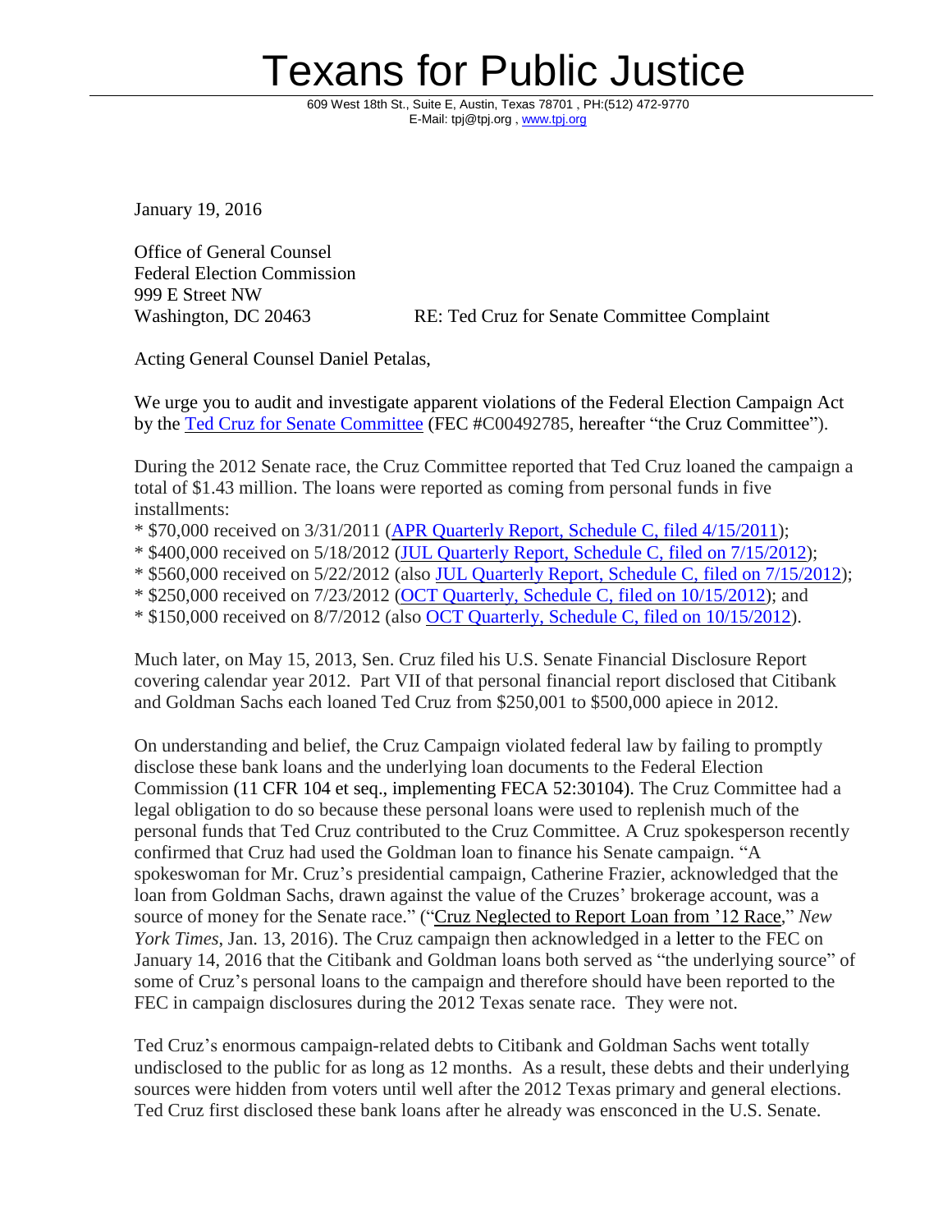# Texans for Public Justice

609 West 18th St., Suite E, Austin, Texas 78701 , PH:(512) 472-9770
E-Mail: tpj@tpj.org , www.tpj.org

January 19, 2016

Office of General Counsel
Federal Election Commission
999 E Street NW
Washington, DC 20463

RE: Ted Cruz for Senate Committee Complaint

Acting General Counsel Daniel Petalas,

We urge you to audit and investigate apparent violations of the Federal Election Campaign Act by the Ted Cruz for Senate Committee (FEC #C00492785, hereafter "the Cruz Committee").

During the 2012 Senate race, the Cruz Committee reported that Ted Cruz loaned the campaign a total of $1.43 million. The loans were reported as coming from personal funds in five installments:

* $70,000 received on 3/31/2011 (APR Quarterly Report, Schedule C, filed 4/15/2011);
* $400,000 received on 5/18/2012 (JUL Quarterly Report, Schedule C, filed on 7/15/2012);
* $560,000 received on 5/22/2012 (also JUL Quarterly Report, Schedule C, filed on 7/15/2012);
* $250,000 received on 7/23/2012 (OCT Quarterly, Schedule C, filed on 10/15/2012); and
* $150,000 received on 8/7/2012 (also OCT Quarterly, Schedule C, filed on 10/15/2012).

Much later, on May 15, 2013, Sen. Cruz filed his U.S. Senate Financial Disclosure Report covering calendar year 2012. Part VII of that personal financial report disclosed that Citibank and Goldman Sachs each loaned Ted Cruz from $250,001 to $500,000 apiece in 2012.

On understanding and belief, the Cruz Campaign violated federal law by failing to promptly disclose these bank loans and the underlying loan documents to the Federal Election Commission (11 CFR 104 et seq., implementing FECA 52:30104). The Cruz Committee had a legal obligation to do so because these personal loans were used to replenish much of the personal funds that Ted Cruz contributed to the Cruz Committee. A Cruz spokesperson recently confirmed that Cruz had used the Goldman loan to finance his Senate campaign. "A spokeswoman for Mr. Cruz's presidential campaign, Catherine Frazier, acknowledged that the loan from Goldman Sachs, drawn against the value of the Cruzes' brokerage account, was a source of money for the Senate race." ("Cruz Neglected to Report Loan from '12 Race," *New York Times*, Jan. 13, 2016). The Cruz campaign then acknowledged in a letter to the FEC on January 14, 2016 that the Citibank and Goldman loans both served as "the underlying source" of some of Cruz's personal loans to the campaign and therefore should have been reported to the FEC in campaign disclosures during the 2012 Texas senate race. They were not.

Ted Cruz's enormous campaign-related debts to Citibank and Goldman Sachs went totally undisclosed to the public for as long as 12 months. As a result, these debts and their underlying sources were hidden from voters until well after the 2012 Texas primary and general elections. Ted Cruz first disclosed these bank loans after he already was ensconced in the U.S. Senate.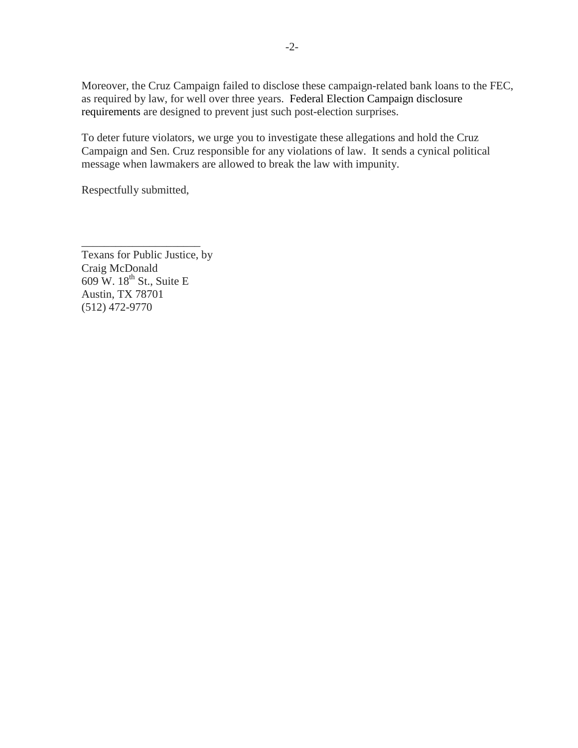Moreover, the Cruz Campaign failed to disclose these campaign-related bank loans to the FEC, as required by law, for well over three years. Federal Election Campaign disclosure requirements are designed to prevent just such post-election surprises.

To deter future violators, we urge you to investigate these allegations and hold the Cruz Campaign and Sen. Cruz responsible for any violations of law. It sends a cynical political message when lawmakers are allowed to break the law with impunity.

Respectfully submitted,

\_\_\_\_\_\_\_\_\_\_\_\_\_\_\_\_\_\_\_\_\_

Texans for Public Justice, by  
Craig McDonald  
609 W. 18th St., Suite E  
Austin, TX 78701  
(512) 472-9770